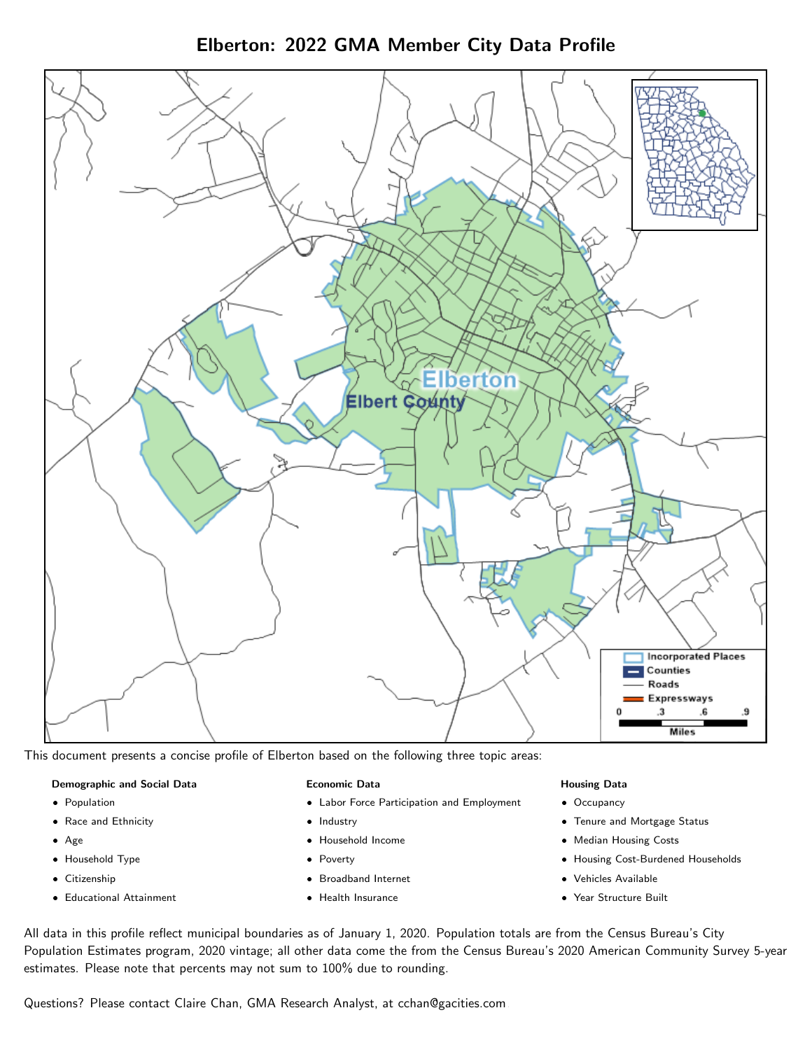# Elberton: 2022 GMA Member City Data Profile

This document presents a concise profile of Elberton based on the following three topic areas:

**Demographic and Social Data**

- Population
- Race and Ethnicity
- Age
- Household Type
- Citizenship
- Educational Attainment

**Economic Data**

- Labor Force Participation and Employment
- Industry
- Household Income
- Poverty
- Broadband Internet
- Health Insurance

**Housing Data**

- Occupancy
- Tenure and Mortgage Status
- Median Housing Costs
- Housing Cost-Burdened Households
- Vehicles Available
- Year Structure Built

All data in this profile reflect municipal boundaries as of January 1, 2020. Population totals are from the Census Bureau's City Population Estimates program, 2020 vintage; all other data come the from the Census Bureau's 2020 American Community Survey 5-year estimates. Please note that percents may not sum to 100% due to rounding.

Questions? Please contact Claire Chan, GMA Research Analyst, at cchan@gacities.com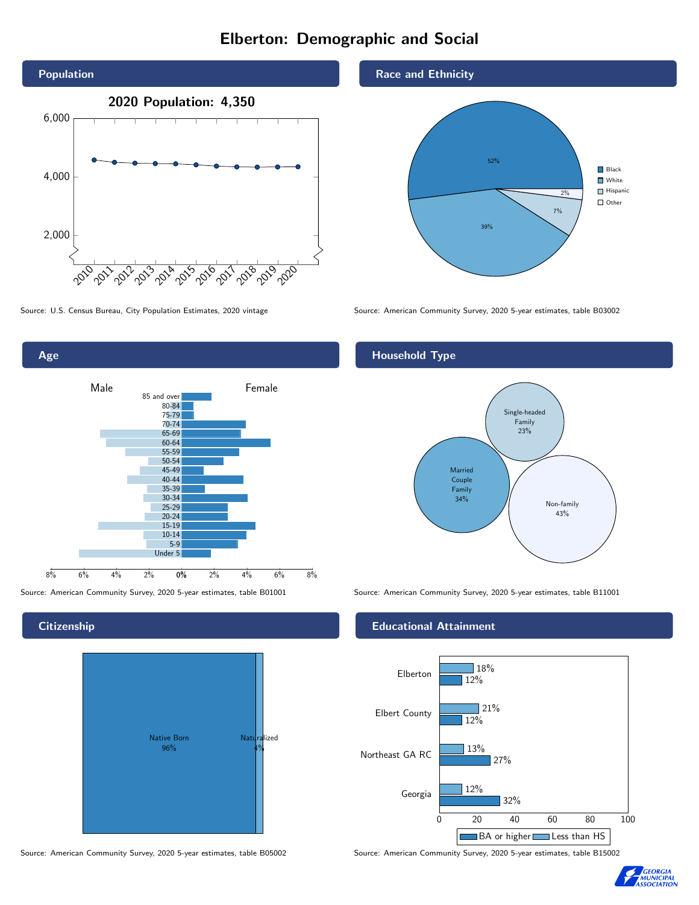# Elberton: Demographic and Social

## Population

**2020 Population: 4,350**

Source: U.S. Census Bureau, City Population Estimates, 2020 vintage

## Race and Ethnicity

- Black: 52%
- White: 39%
- Hispanic: 7%
- Other: 2%

Source: American Community Survey, 2020 5-year estimates, table B03002

## Age

Source: American Community Survey, 2020 5-year estimates, table B01001

## Household Type

- Married Couple Family: 34%
- Single-headed Family: 23%
- Non-family: 43%

Source: American Community Survey, 2020 5-year estimates, table B11001

## Citizenship

- Native Born: 96%
- Naturalized: 4%

Source: American Community Survey, 2020 5-year estimates, table B05002

## Educational Attainment

| | Less than HS | BA or higher |
|---|---|---|
| Elberton | 18% | 12% |
| Elbert County | 21% | 12% |
| Northeast GA RC | 13% | 27% |
| Georgia | 12% | 32% |

Source: American Community Survey, 2020 5-year estimates, table B15002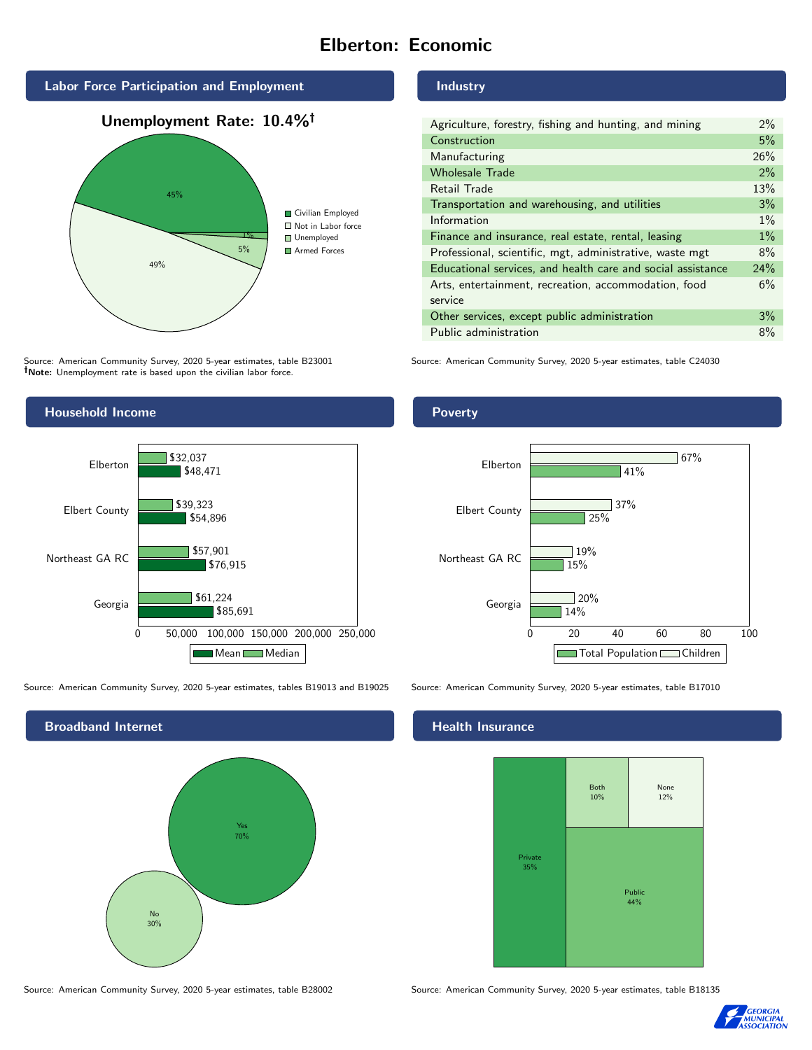# Elberton: Economic

## Labor Force Participation and Employment

**Unemployment Rate: 10.4%†**

| Category | Percent |
|---|---|
| Civilian Employed | 45% |
| Not in Labor force | 49% |
| Unemployed | 5% |
| Armed Forces | 1% |

Source: American Community Survey, 2020 5-year estimates, table B23001
**†Note:** Unemployment rate is based upon the civilian labor force.

## Industry

| Industry | Percent |
|---|---|
| Agriculture, forestry, fishing and hunting, and mining | 2% |
| Construction | 5% |
| Manufacturing | 26% |
| Wholesale Trade | 2% |
| Retail Trade | 13% |
| Transportation and warehousing, and utilities | 3% |
| Information | 1% |
| Finance and insurance, real estate, rental, leasing | 1% |
| Professional, scientific, mgt, administrative, waste mgt | 8% |
| Educational services, and health care and social assistance | 24% |
| Arts, entertainment, recreation, accommodation, food service | 6% |
| Other services, except public administration | 3% |
| Public administration | 8% |

Source: American Community Survey, 2020 5-year estimates, table C24030

## Household Income

| | Median | Mean |
|---|---|---|
| Elberton | $32,037 | $48,471 |
| Elbert County | $39,323 | $54,896 |
| Northeast GA RC | $57,901 | $76,915 |
| Georgia | $61,224 | $85,691 |

Source: American Community Survey, 2020 5-year estimates, tables B19013 and B19025

## Poverty

| | Children | Total Population |
|---|---|---|
| Elberton | 67% | 41% |
| Elbert County | 37% | 25% |
| Northeast GA RC | 19% | 15% |
| Georgia | 20% | 14% |

Source: American Community Survey, 2020 5-year estimates, table B17010

## Broadband Internet

| | Percent |
|---|---|
| Yes | 70% |
| No | 30% |

Source: American Community Survey, 2020 5-year estimates, table B28002

## Health Insurance

| | Percent |
|---|---|
| Private | 35% |
| Public | 44% |
| Both | 10% |
| None | 12% |

Source: American Community Survey, 2020 5-year estimates, table B18135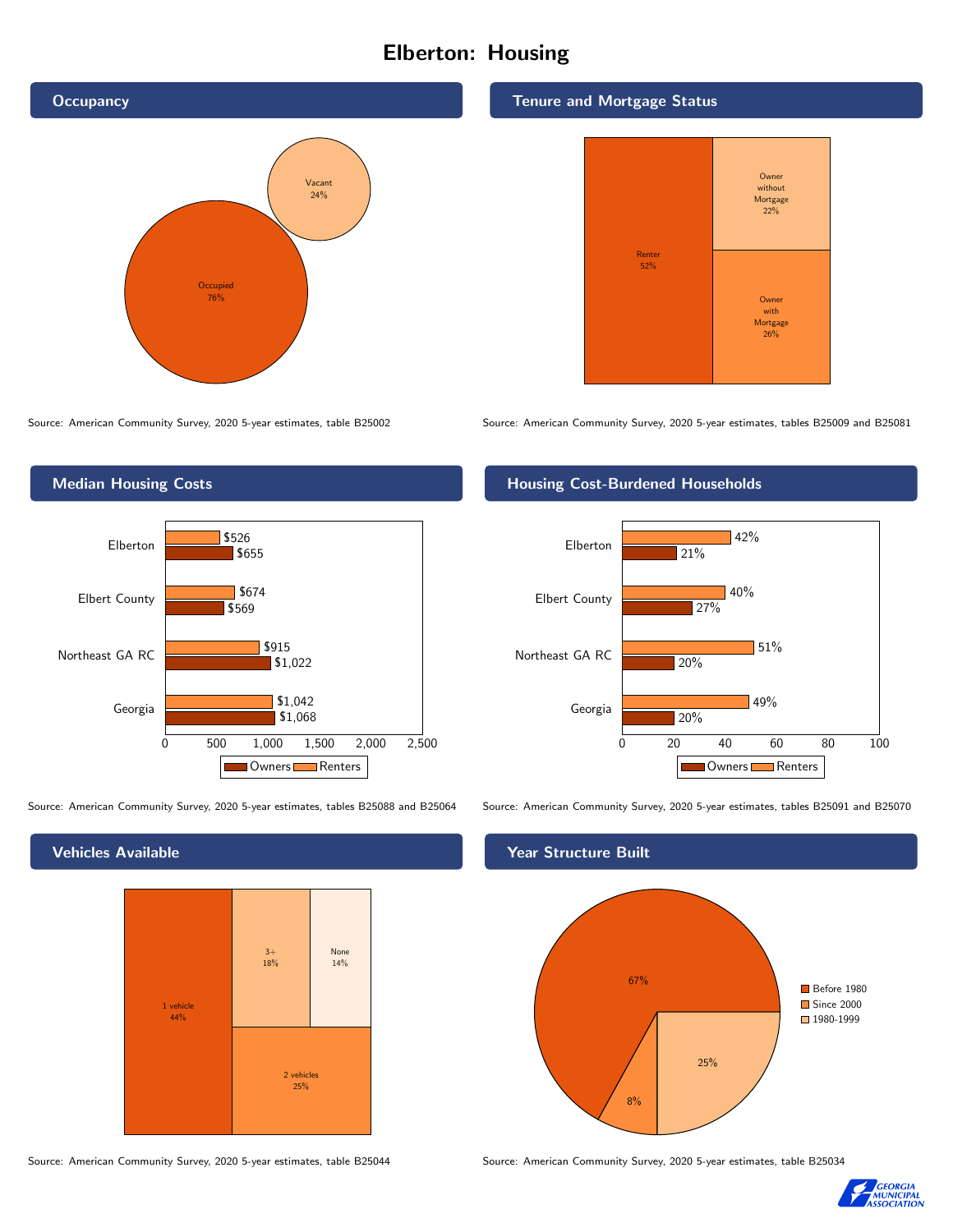# Elberton: Housing

## Occupancy

Vacant
24%

Occupied
76%

Source: American Community Survey, 2020 5-year estimates, table B25002

## Tenure and Mortgage Status

Renter
52%

Owner without Mortgage
22%

Owner with Mortgage
26%

Source: American Community Survey, 2020 5-year estimates, tables B25009 and B25081

## Median Housing Costs

Elberton
$526
$655

Elbert County
$674
$569

Northeast GA RC
$915
$1,022

Georgia
$1,042
$1,068

0 500 1,000 1,500 2,000 2,500

Owners Renters

Source: American Community Survey, 2020 5-year estimates, tables B25088 and B25064

## Housing Cost-Burdened Households

Elberton
42%
21%

Elbert County
40%
27%

Northeast GA RC
51%
20%

Georgia
49%
20%

0 20 40 60 80 100

Owners Renters

Source: American Community Survey, 2020 5-year estimates, tables B25091 and B25070

## Vehicles Available

1 vehicle
44%

3+
18%

None
14%

2 vehicles
25%

Source: American Community Survey, 2020 5-year estimates, table B25044

## Year Structure Built

67%
8%
25%

Before 1980
Since 2000
1980-1999

Source: American Community Survey, 2020 5-year estimates, table B25034

GEORGIA MUNICIPAL ASSOCIATION